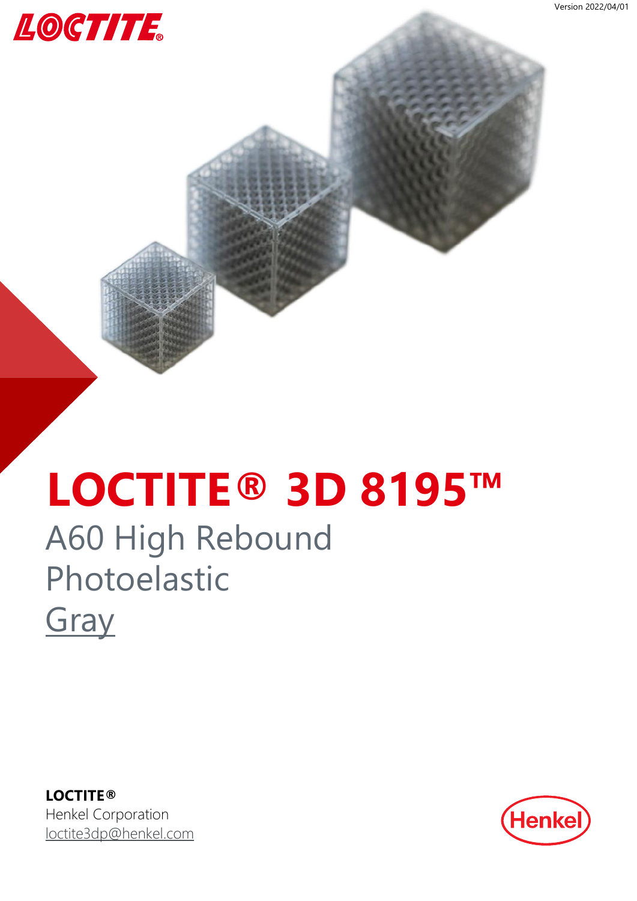# LOCTITE® 3D 8195™

## A60 High Rebound Photoelastic

## Gray

**LOCTITE®**
Henkel Corporation
loctite3dp@henkel.com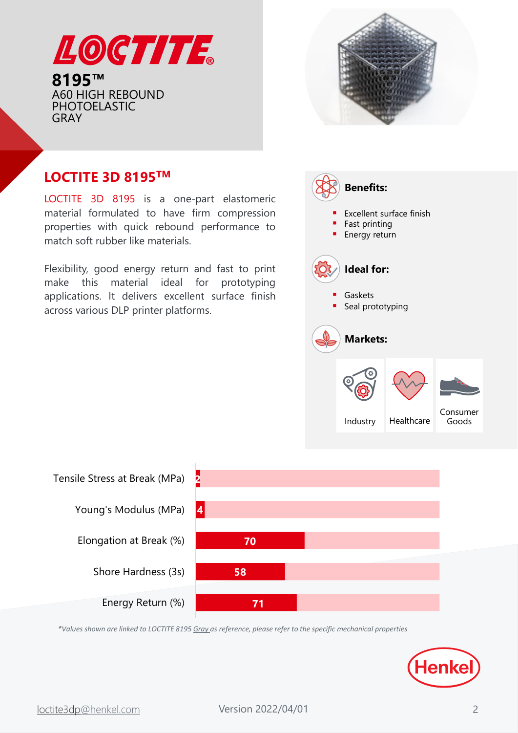# LOCTITE

**8195™**
A60 HIGH REBOUND PHOTOELASTIC GRAY

## LOCTITE 3D 8195™

LOCTITE 3D 8195 is a one-part elastomeric material formulated to have firm compression properties with quick rebound performance to match soft rubber like materials.

Flexibility, good energy return and fast to print make this material ideal for prototyping applications. It delivers excellent surface finish across various DLP printer platforms.

### Benefits:

- Excellent surface finish
- Fast printing
- Energy return

### Ideal for:

- Gaskets
- Seal prototyping

### Markets:

- Industry
- Healthcare
- Consumer Goods

| Property | Value |
|---|---|
| Tensile Stress at Break (MPa) | 2 |
| Young's Modulus (MPa) | 4 |
| Elongation at Break (%) | 70 |
| Shore Hardness (3s) | 58 |
| Energy Return (%) | 71 |

*\*Values shown are linked to LOCTITE 8195 Gray as reference, please refer to the specific mechanical properties*

Henkel

loctite3dp@henkel.com

Version 2022/04/01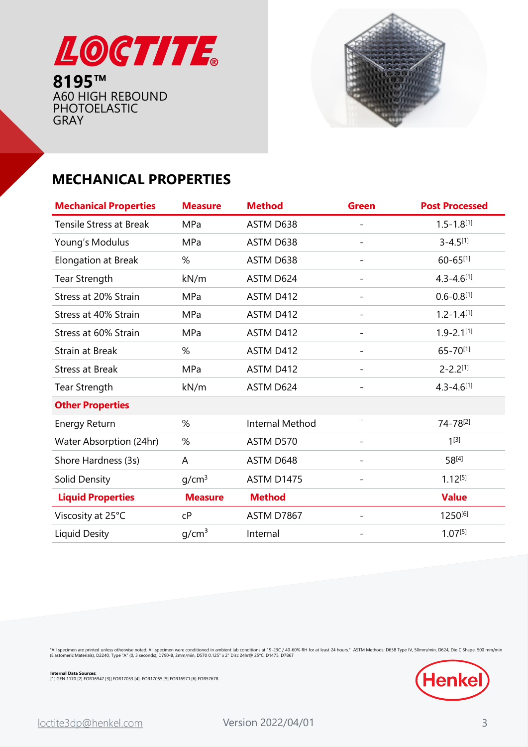# LOCTITE®

**8195™**
A60 HIGH REBOUND PHOTOELASTIC GRAY

## MECHANICAL PROPERTIES

| Mechanical Properties | Measure | Method | Green | Post Processed |
|---|---|---|---|---|
| Tensile Stress at Break | MPa | ASTM D638 | - | 1.5-1.8[1] |
| Young's Modulus | MPa | ASTM D638 | - | 3-4.5[1] |
| Elongation at Break | % | ASTM D638 | - | 60-65[1] |
| Tear Strength | kN/m | ASTM D624 | - | 4.3-4.6[1] |
| Stress at 20% Strain | MPa | ASTM D412 | - | 0.6-0.8[1] |
| Stress at 40% Strain | MPa | ASTM D412 | - | 1.2-1.4[1] |
| Stress at 60% Strain | MPa | ASTM D412 | - | 1.9-2.1[1] |
| Strain at Break | % | ASTM D412 | - | 65-70[1] |
| Stress at Break | MPa | ASTM D412 | - | 2-2.2[1] |
| Tear Strength | kN/m | ASTM D624 | - | 4.3-4.6[1] |
| **Other Properties** | | | | |
| Energy Return | % | Internal Method | - | 74-78[2] |
| Water Absorption (24hr) | % | ASTM D570 | - | 1[3] |
| Shore Hardness (3s) | A | ASTM D648 | - | 58[4] |
| Solid Density | g/cm³ | ASTM D1475 | - | 1.12[5] |
| **Liquid Properties** | **Measure** | **Method** | | **Value** |
| Viscosity at 25°C | cP | ASTM D7867 | - | 1250[6] |
| Liquid Desity | g/cm³ | Internal | - | 1.07[5] |

"All specimen are printed unless otherwise noted. All specimen were conditioned in ambient lab conditions at 19-23C / 40-60% RH for at least 24 hours." ASTM Methods: D638 Type IV, 50mm/min, D624, Die C Shape, 500 mm/min (Elastomeric Materials), D2240, Type "A" (0, 3 seconds), D790-B, 2mm/min, D570 0.125" x 2" Disc 24hr@ 25°C, D1475, D7867

**Internal Data Sources:**
[1] GEN 1170 [2] FOR16947 [3]] FOR17053 [4] FOR17055 [5] FOR16971 [6] FOR57678

Henkel

loctite3dp@henkel.com

Version 2022/04/01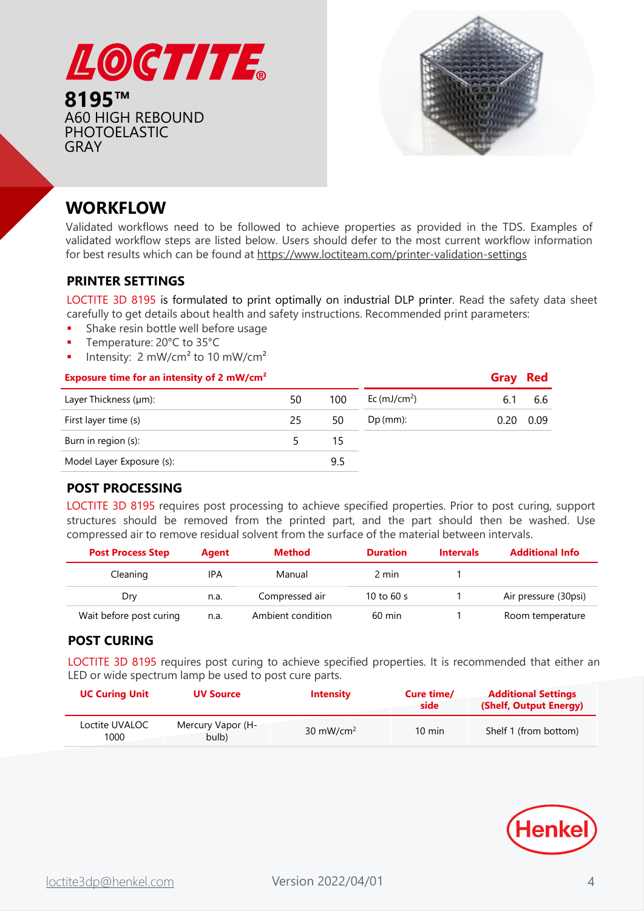LOCTITE®

# 8195™ A60 HIGH REBOUND PHOTOELASTIC GRAY

## WORKFLOW

Validated workflows need to be followed to achieve properties as provided in the TDS. Examples of validated workflow steps are listed below. Users should defer to the most current workflow information for best results which can be found at https://www.loctiteam.com/printer-validation-settings

### PRINTER SETTINGS

LOCTITE 3D 8195 is formulated to print optimally on industrial DLP printer. Read the safety data sheet carefully to get details about health and safety instructions. Recommended print parameters:

- Shake resin bottle well before usage
- Temperature: 20°C to 35°C
- Intensity: 2 mW/cm² to 10 mW/cm²

| Exposure time for an intensity of 2 mW/cm² | | |
|---|---|---|
| Layer Thickness (µm): | 50 | 100 |
| First layer time (s) | 25 | 50 |
| Burn in region (s): | 5 | 15 |
| Model Layer Exposure (s): | | 9.5 |

| | Gray | Red |
|---|---|---|
| Ec (mJ/cm²) | 6.1 | 6.6 |
| Dp (mm): | 0.20 | 0.09 |

### POST PROCESSING

LOCTITE 3D 8195 requires post processing to achieve specified properties. Prior to post curing, support structures should be removed from the printed part, and the part should then be washed. Use compressed air to remove residual solvent from the surface of the material between intervals.

| Post Process Step | Agent | Method | Duration | Intervals | Additional Info |
|---|---|---|---|---|---|
| Cleaning | IPA | Manual | 2 min | 1 | |
| Dry | n.a. | Compressed air | 10 to 60 s | 1 | Air pressure (30psi) |
| Wait before post curing | n.a. | Ambient condition | 60 min | 1 | Room temperature |

### POST CURING

LOCTITE 3D 8195 requires post curing to achieve specified properties. It is recommended that either an LED or wide spectrum lamp be used to post cure parts.

| UC Curing Unit | UV Source | Intensity | Cure time/ side | Additional Settings (Shelf, Output Energy) |
|---|---|---|---|---|
| Loctite UVALOC 1000 | Mercury Vapor (H-bulb) | 30 mW/cm² | 10 min | Shelf 1 (from bottom) |

Henkel

loctite3dp@henkel.com Version 2022/04/01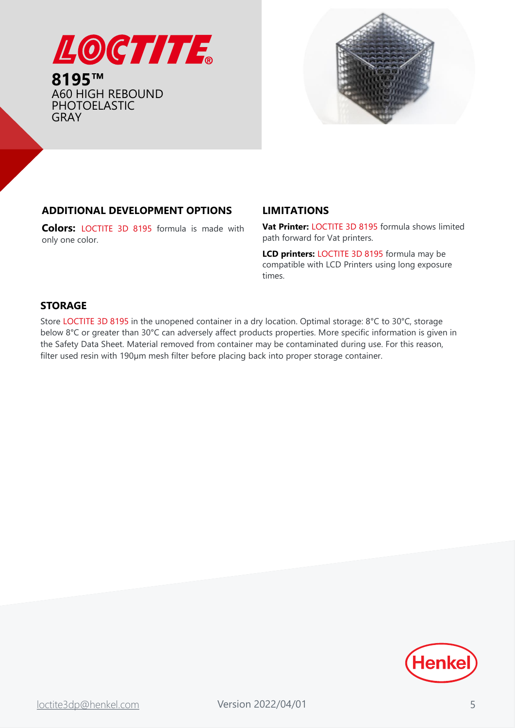# LOCTITE

**8195™**
A60 HIGH REBOUND PHOTOELASTIC GRAY

## ADDITIONAL DEVELOPMENT OPTIONS

**Colors:** LOCTITE 3D 8195 formula is made with only one color.

## LIMITATIONS

**Vat Printer:** LOCTITE 3D 8195 formula shows limited path forward for Vat printers.

**LCD printers:** LOCTITE 3D 8195 formula may be compatible with LCD Printers using long exposure times.

## STORAGE

Store LOCTITE 3D 8195 in the unopened container in a dry location. Optimal storage: 8°C to 30°C, storage below 8°C or greater than 30°C can adversely affect products properties. More specific information is given in the Safety Data Sheet. Material removed from container may be contaminated during use. For this reason, filter used resin with 190µm mesh filter before placing back into proper storage container.

loctite3dp@henkel.com Version 2022/04/01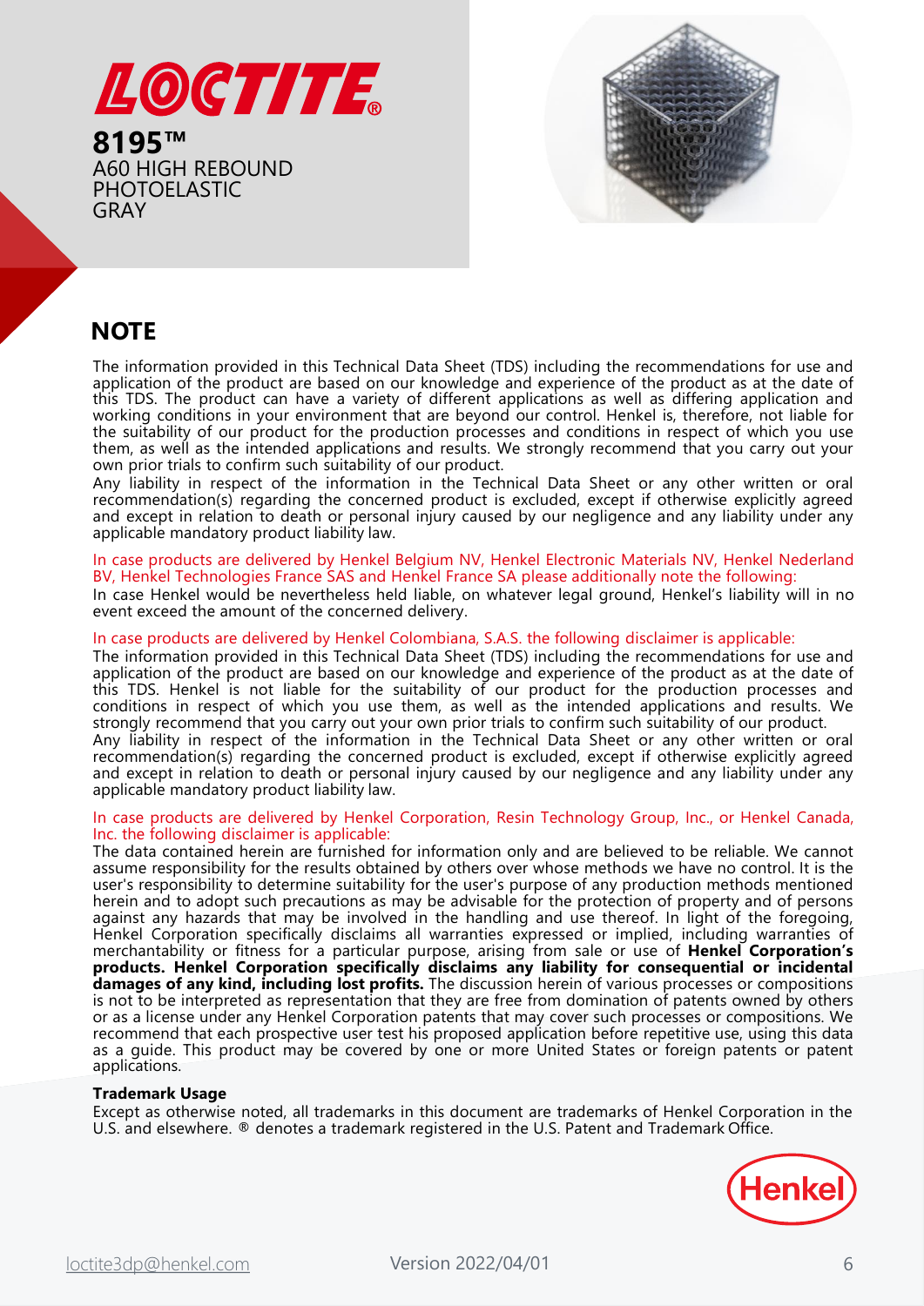LOCTITE®

**8195™**
A60 HIGH REBOUND
PHOTOELASTIC
GRAY

## NOTE

The information provided in this Technical Data Sheet (TDS) including the recommendations for use and application of the product are based on our knowledge and experience of the product as at the date of this TDS. The product can have a variety of different applications as well as differing application and working conditions in your environment that are beyond our control. Henkel is, therefore, not liable for the suitability of our product for the production processes and conditions in respect of which you use them, as well as the intended applications and results. We strongly recommend that you carry out your own prior trials to confirm such suitability of our product.
Any liability in respect of the information in the Technical Data Sheet or any other written or oral recommendation(s) regarding the concerned product is excluded, except if otherwise explicitly agreed and except in relation to death or personal injury caused by our negligence and any liability under any applicable mandatory product liability law.

In case products are delivered by Henkel Belgium NV, Henkel Electronic Materials NV, Henkel Nederland BV, Henkel Technologies France SAS and Henkel France SA please additionally note the following:
In case Henkel would be nevertheless held liable, on whatever legal ground, Henkel's liability will in no event exceed the amount of the concerned delivery.

In case products are delivered by Henkel Colombiana, S.A.S. the following disclaimer is applicable:
The information provided in this Technical Data Sheet (TDS) including the recommendations for use and application of the product are based on our knowledge and experience of the product as at the date of this TDS. Henkel is not liable for the suitability of our product for the production processes and conditions in respect of which you use them, as well as the intended applications and results. We strongly recommend that you carry out your own prior trials to confirm such suitability of our product.
Any liability in respect of the information in the Technical Data Sheet or any other written or oral recommendation(s) regarding the concerned product is excluded, except if otherwise explicitly agreed and except in relation to death or personal injury caused by our negligence and any liability under any applicable mandatory product liability law.

In case products are delivered by Henkel Corporation, Resin Technology Group, Inc., or Henkel Canada, Inc. the following disclaimer is applicable:
The data contained herein are furnished for information only and are believed to be reliable. We cannot assume responsibility for the results obtained by others over whose methods we have no control. It is the user's responsibility to determine suitability for the user's purpose of any production methods mentioned herein and to adopt such precautions as may be advisable for the protection of property and of persons against any hazards that may be involved in the handling and use thereof. In light of the foregoing, Henkel Corporation specifically disclaims all warranties expressed or implied, including warranties of merchantability or fitness for a particular purpose, arising from sale or use of **Henkel Corporation's products. Henkel Corporation specifically disclaims any liability for consequential or incidental damages of any kind, including lost profits.** The discussion herein of various processes or compositions is not to be interpreted as representation that they are free from domination of patents owned by others or as a license under any Henkel Corporation patents that may cover such processes or compositions. We recommend that each prospective user test his proposed application before repetitive use, using this data as a guide. This product may be covered by one or more United States or foreign patents or patent applications.

**Trademark Usage**
Except as otherwise noted, all trademarks in this document are trademarks of Henkel Corporation in the U.S. and elsewhere. ® denotes a trademark registered in the U.S. Patent and Trademark Office.

Henkel

loctite3dp@henkel.com    Version 2022/04/01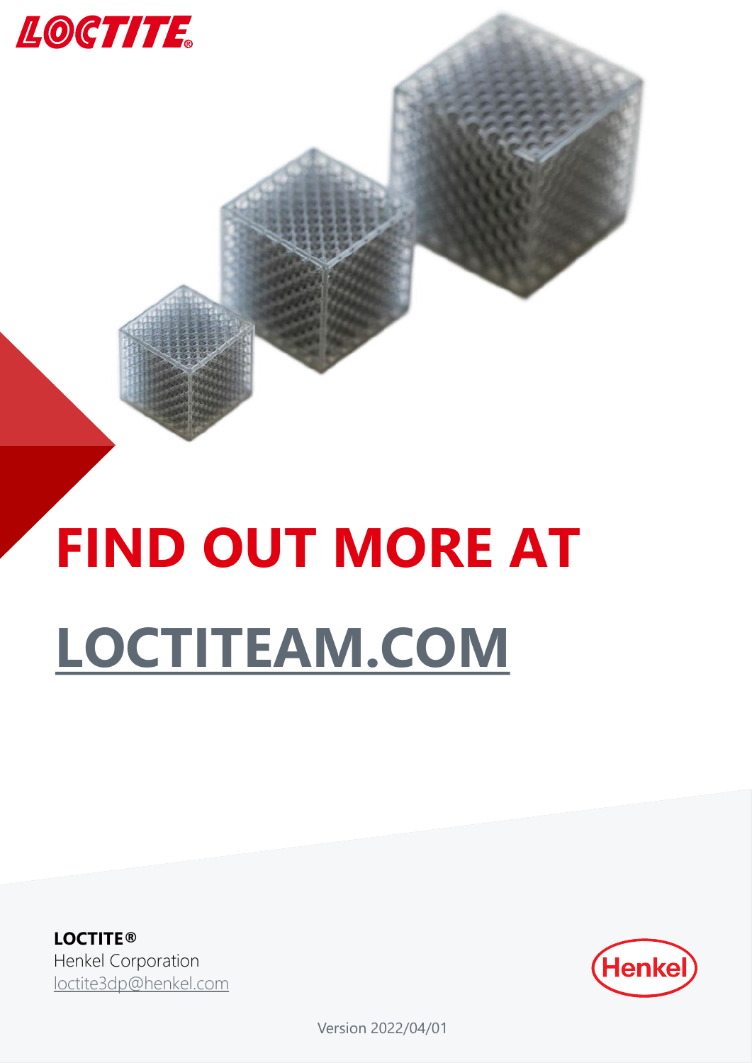# FIND OUT MORE AT

# LOCTITEAM.COM

**LOCTITE®**
Henkel Corporation
loctite3dp@henkel.com

Henkel

Version 2022/04/01